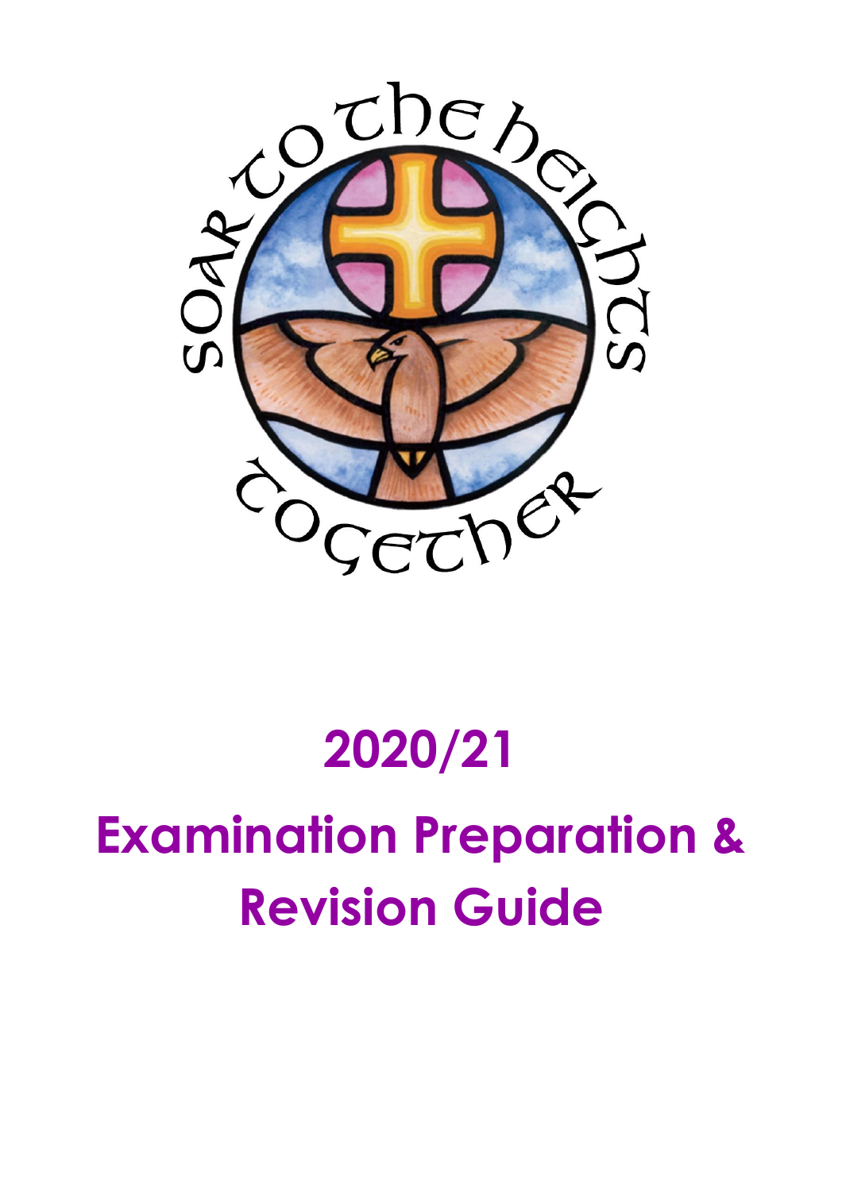# 2020/21

# Examination Preparation & Revision Guide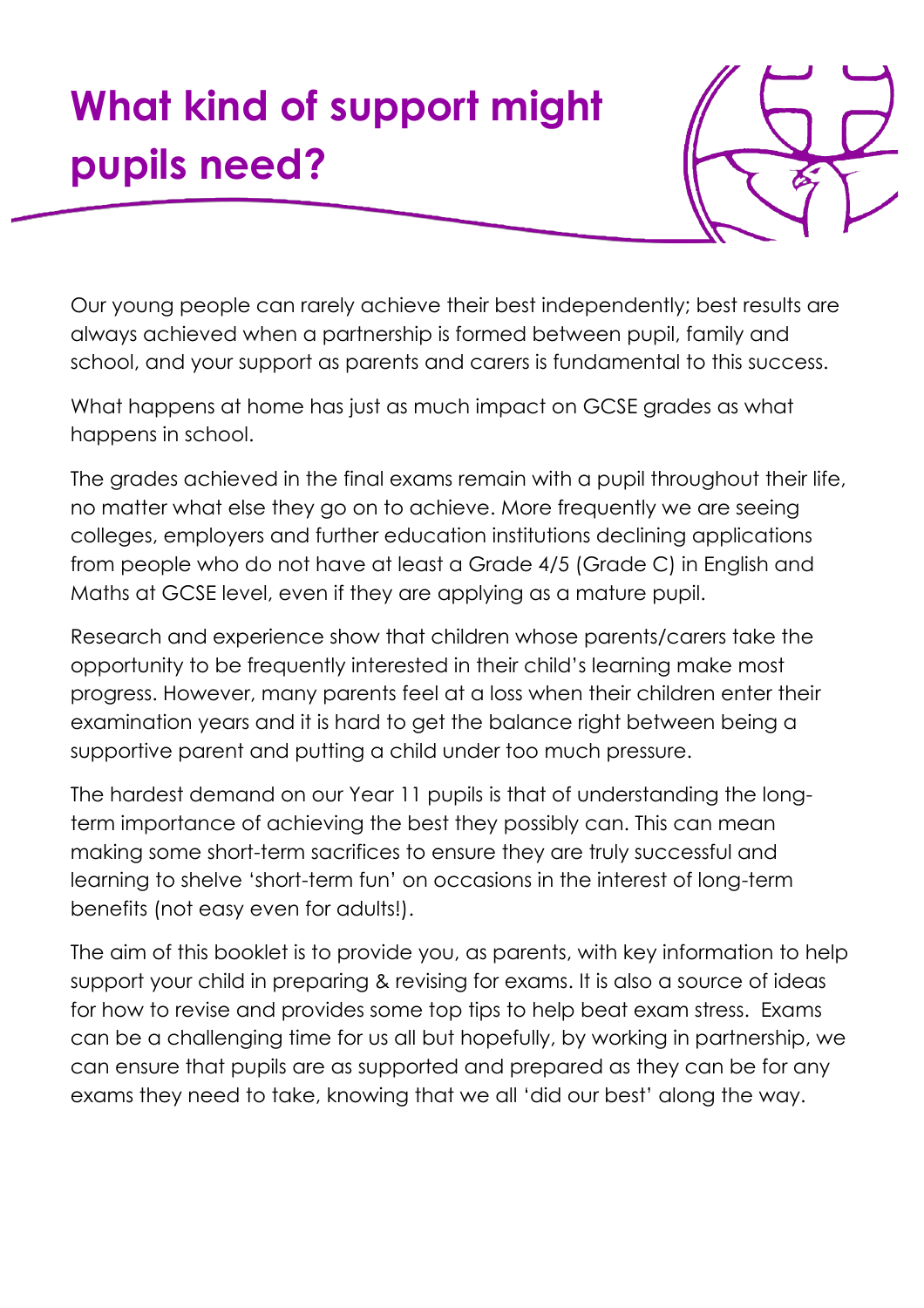# What kind of support might pupils need?

Our young people can rarely achieve their best independently; best results are always achieved when a partnership is formed between pupil, family and school, and your support as parents and carers is fundamental to this success.

What happens at home has just as much impact on GCSE grades as what happens in school.

The grades achieved in the final exams remain with a pupil throughout their life, no matter what else they go on to achieve. More frequently we are seeing colleges, employers and further education institutions declining applications from people who do not have at least a Grade 4/5 (Grade C) in English and Maths at GCSE level, even if they are applying as a mature pupil.

Research and experience show that children whose parents/carers take the opportunity to be frequently interested in their child's learning make most progress. However, many parents feel at a loss when their children enter their examination years and it is hard to get the balance right between being a supportive parent and putting a child under too much pressure.

The hardest demand on our Year 11 pupils is that of understanding the long-term importance of achieving the best they possibly can. This can mean making some short-term sacrifices to ensure they are truly successful and learning to shelve 'short-term fun' on occasions in the interest of long-term benefits (not easy even for adults!).

The aim of this booklet is to provide you, as parents, with key information to help support your child in preparing & revising for exams. It is also a source of ideas for how to revise and provides some top tips to help beat exam stress. Exams can be a challenging time for us all but hopefully, by working in partnership, we can ensure that pupils are as supported and prepared as they can be for any exams they need to take, knowing that we all 'did our best' along the way.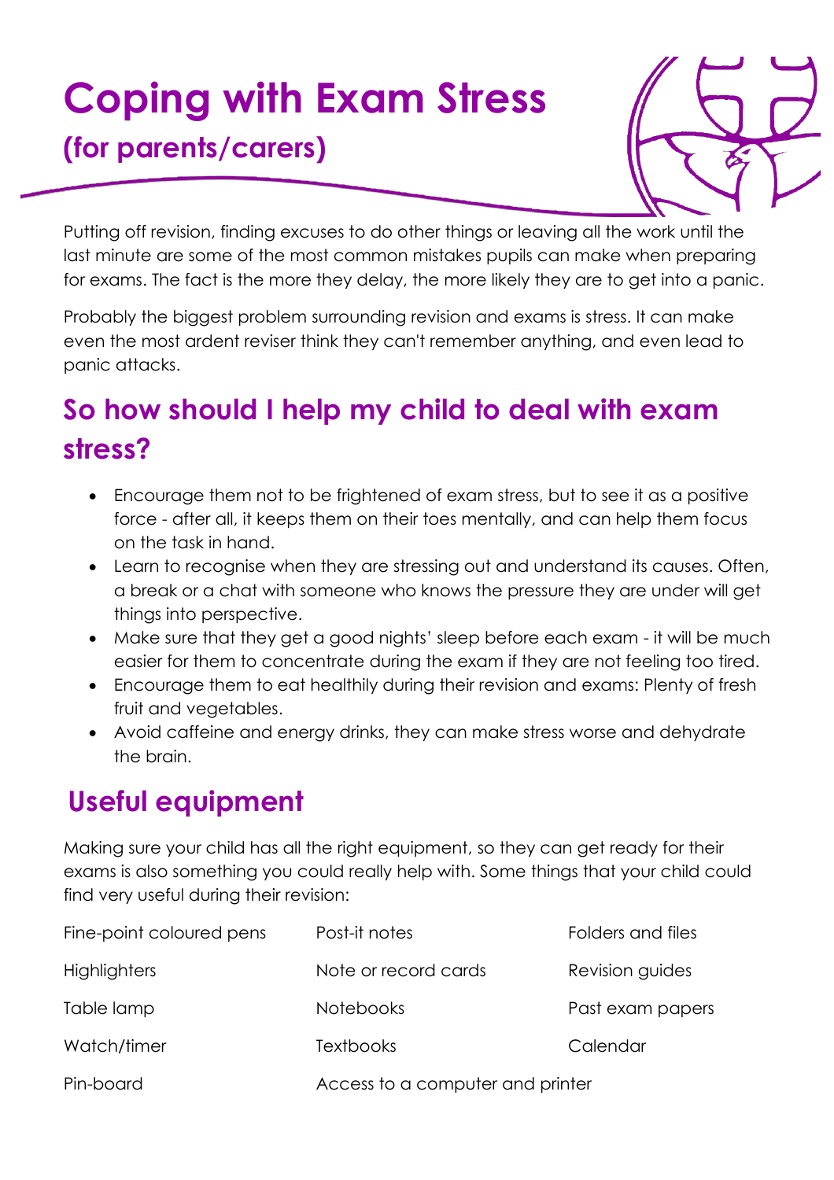# Coping with Exam Stress

## (for parents/carers)

Putting off revision, finding excuses to do other things or leaving all the work until the last minute are some of the most common mistakes pupils can make when preparing for exams. The fact is the more they delay, the more likely they are to get into a panic.

Probably the biggest problem surrounding revision and exams is stress. It can make even the most ardent reviser think they can't remember anything, and even lead to panic attacks.

## So how should I help my child to deal with exam stress?

- Encourage them not to be frightened of exam stress, but to see it as a positive force - after all, it keeps them on their toes mentally, and can help them focus on the task in hand.
- Learn to recognise when they are stressing out and understand its causes. Often, a break or a chat with someone who knows the pressure they are under will get things into perspective.
- Make sure that they get a good nights' sleep before each exam - it will be much easier for them to concentrate during the exam if they are not feeling too tired.
- Encourage them to eat healthily during their revision and exams: Plenty of fresh fruit and vegetables.
- Avoid caffeine and energy drinks, they can make stress worse and dehydrate the brain.

## Useful equipment

Making sure your child has all the right equipment, so they can get ready for their exams is also something you could really help with. Some things that your child could find very useful during their revision:

| | | |
|---|---|---|
| Fine-point coloured pens | Post-it notes | Folders and files |
| Highlighters | Note or record cards | Revision guides |
| Table lamp | Notebooks | Past exam papers |
| Watch/timer | Textbooks | Calendar |
| Pin-board | Access to a computer and printer | |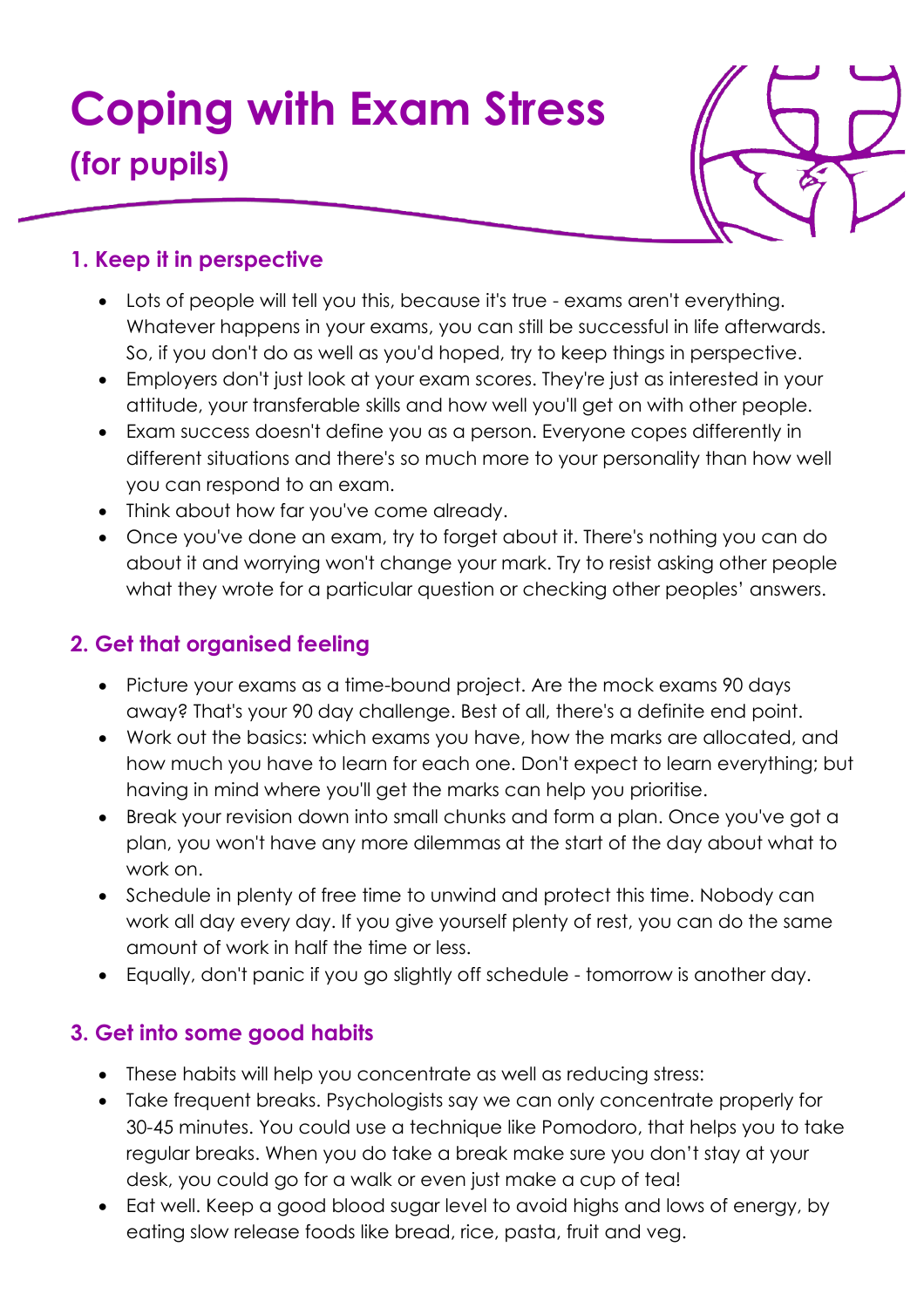# Coping with Exam Stress
## (for pupils)

### 1. Keep it in perspective

- Lots of people will tell you this, because it's true - exams aren't everything. Whatever happens in your exams, you can still be successful in life afterwards. So, if you don't do as well as you'd hoped, try to keep things in perspective.
- Employers don't just look at your exam scores. They're just as interested in your attitude, your transferable skills and how well you'll get on with other people.
- Exam success doesn't define you as a person. Everyone copes differently in different situations and there's so much more to your personality than how well you can respond to an exam.
- Think about how far you've come already.
- Once you've done an exam, try to forget about it. There's nothing you can do about it and worrying won't change your mark. Try to resist asking other people what they wrote for a particular question or checking other peoples' answers.

### 2. Get that organised feeling

- Picture your exams as a time-bound project. Are the mock exams 90 days away? That's your 90 day challenge. Best of all, there's a definite end point.
- Work out the basics: which exams you have, how the marks are allocated, and how much you have to learn for each one. Don't expect to learn everything; but having in mind where you'll get the marks can help you prioritise.
- Break your revision down into small chunks and form a plan. Once you've got a plan, you won't have any more dilemmas at the start of the day about what to work on.
- Schedule in plenty of free time to unwind and protect this time. Nobody can work all day every day. If you give yourself plenty of rest, you can do the same amount of work in half the time or less.
- Equally, don't panic if you go slightly off schedule - tomorrow is another day.

### 3. Get into some good habits

- These habits will help you concentrate as well as reducing stress:
- Take frequent breaks. Psychologists say we can only concentrate properly for 30-45 minutes. You could use a technique like Pomodoro, that helps you to take regular breaks. When you do take a break make sure you don't stay at your desk, you could go for a walk or even just make a cup of tea!
- Eat well. Keep a good blood sugar level to avoid highs and lows of energy, by eating slow release foods like bread, rice, pasta, fruit and veg.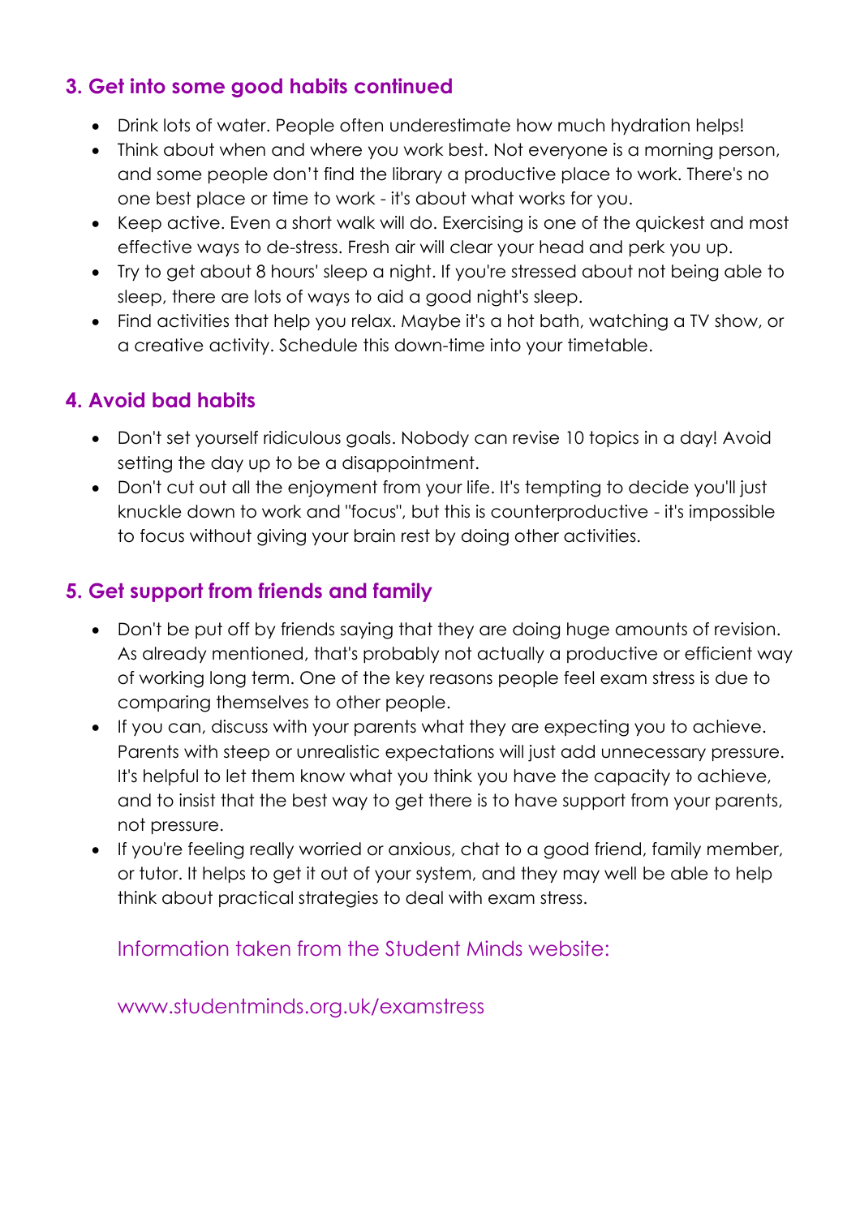## 3. Get into some good habits continued

- Drink lots of water. People often underestimate how much hydration helps!
- Think about when and where you work best. Not everyone is a morning person, and some people don't find the library a productive place to work. There's no one best place or time to work - it's about what works for you.
- Keep active. Even a short walk will do. Exercising is one of the quickest and most effective ways to de-stress. Fresh air will clear your head and perk you up.
- Try to get about 8 hours' sleep a night. If you're stressed about not being able to sleep, there are lots of ways to aid a good night's sleep.
- Find activities that help you relax. Maybe it's a hot bath, watching a TV show, or a creative activity. Schedule this down-time into your timetable.

## 4. Avoid bad habits

- Don't set yourself ridiculous goals. Nobody can revise 10 topics in a day! Avoid setting the day up to be a disappointment.
- Don't cut out all the enjoyment from your life. It's tempting to decide you'll just knuckle down to work and "focus", but this is counterproductive - it's impossible to focus without giving your brain rest by doing other activities.

## 5. Get support from friends and family

- Don't be put off by friends saying that they are doing huge amounts of revision. As already mentioned, that's probably not actually a productive or efficient way of working long term. One of the key reasons people feel exam stress is due to comparing themselves to other people.
- If you can, discuss with your parents what they are expecting you to achieve. Parents with steep or unrealistic expectations will just add unnecessary pressure. It's helpful to let them know what you think you have the capacity to achieve, and to insist that the best way to get there is to have support from your parents, not pressure.
- If you're feeling really worried or anxious, chat to a good friend, family member, or tutor. It helps to get it out of your system, and they may well be able to help think about practical strategies to deal with exam stress.

Information taken from the Student Minds website:

www.studentminds.org.uk/examstress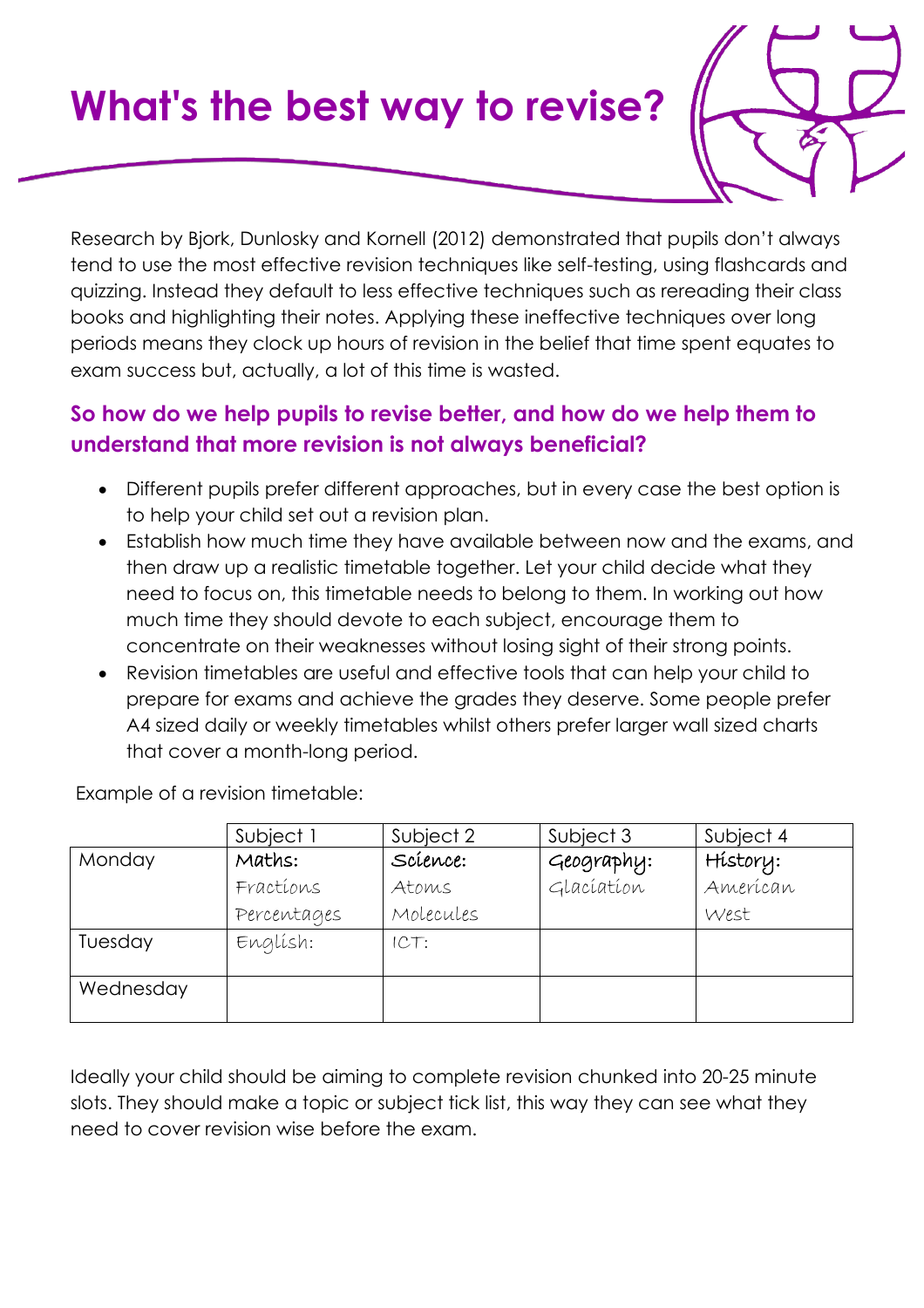# What's the best way to revise?

Research by Bjork, Dunlosky and Kornell (2012) demonstrated that pupils don't always tend to use the most effective revision techniques like self-testing, using flashcards and quizzing. Instead they default to less effective techniques such as rereading their class books and highlighting their notes. Applying these ineffective techniques over long periods means they clock up hours of revision in the belief that time spent equates to exam success but, actually, a lot of this time is wasted.

### So how do we help pupils to revise better, and how do we help them to understand that more revision is not always beneficial?

- Different pupils prefer different approaches, but in every case the best option is to help your child set out a revision plan.
- Establish how much time they have available between now and the exams, and then draw up a realistic timetable together. Let your child decide what they need to focus on, this timetable needs to belong to them. In working out how much time they should devote to each subject, encourage them to concentrate on their weaknesses without losing sight of their strong points.
- Revision timetables are useful and effective tools that can help your child to prepare for exams and achieve the grades they deserve. Some people prefer A4 sized daily or weekly timetables whilst others prefer larger wall sized charts that cover a month-long period.

Example of a revision timetable:

| | Subject 1 | Subject 2 | Subject 3 | Subject 4 |
|---|---|---|---|---|
| Monday | Maths: Fractions Percentages | Science: Atoms Molecules | Geography: Glaciation | History: American West |
| Tuesday | English: | ICT: | | |
| Wednesday | | | | |

Ideally your child should be aiming to complete revision chunked into 20-25 minute slots. They should make a topic or subject tick list, this way they can see what they need to cover revision wise before the exam.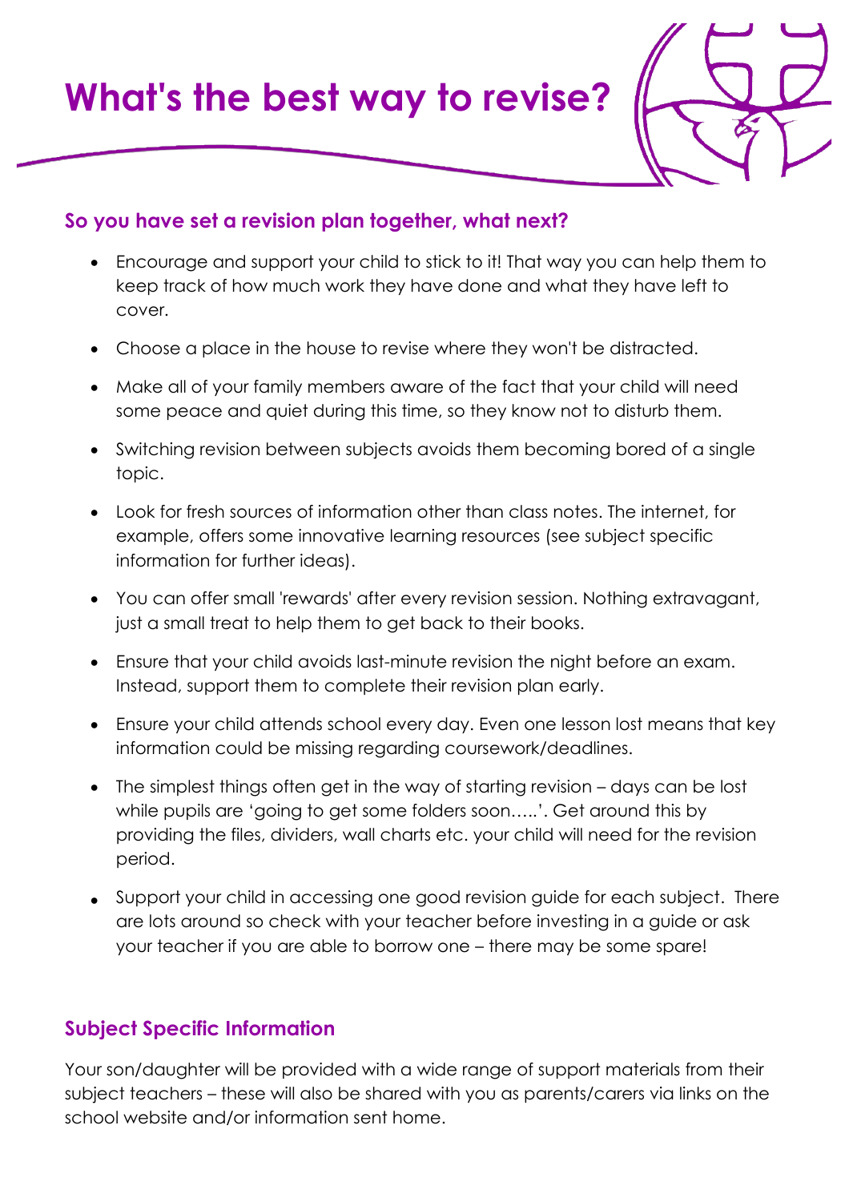# What's the best way to revise?

## So you have set a revision plan together, what next?

- Encourage and support your child to stick to it! That way you can help them to keep track of how much work they have done and what they have left to cover.
- Choose a place in the house to revise where they won't be distracted.
- Make all of your family members aware of the fact that your child will need some peace and quiet during this time, so they know not to disturb them.
- Switching revision between subjects avoids them becoming bored of a single topic.
- Look for fresh sources of information other than class notes. The internet, for example, offers some innovative learning resources (see subject specific information for further ideas).
- You can offer small 'rewards' after every revision session. Nothing extravagant, just a small treat to help them to get back to their books.
- Ensure that your child avoids last-minute revision the night before an exam. Instead, support them to complete their revision plan early.
- Ensure your child attends school every day. Even one lesson lost means that key information could be missing regarding coursework/deadlines.
- The simplest things often get in the way of starting revision – days can be lost while pupils are 'going to get some folders soon…..'. Get around this by providing the files, dividers, wall charts etc. your child will need for the revision period.
- Support your child in accessing one good revision guide for each subject. There are lots around so check with your teacher before investing in a guide or ask your teacher if you are able to borrow one – there may be some spare!

## Subject Specific Information

Your son/daughter will be provided with a wide range of support materials from their subject teachers – these will also be shared with you as parents/carers via links on the school website and/or information sent home.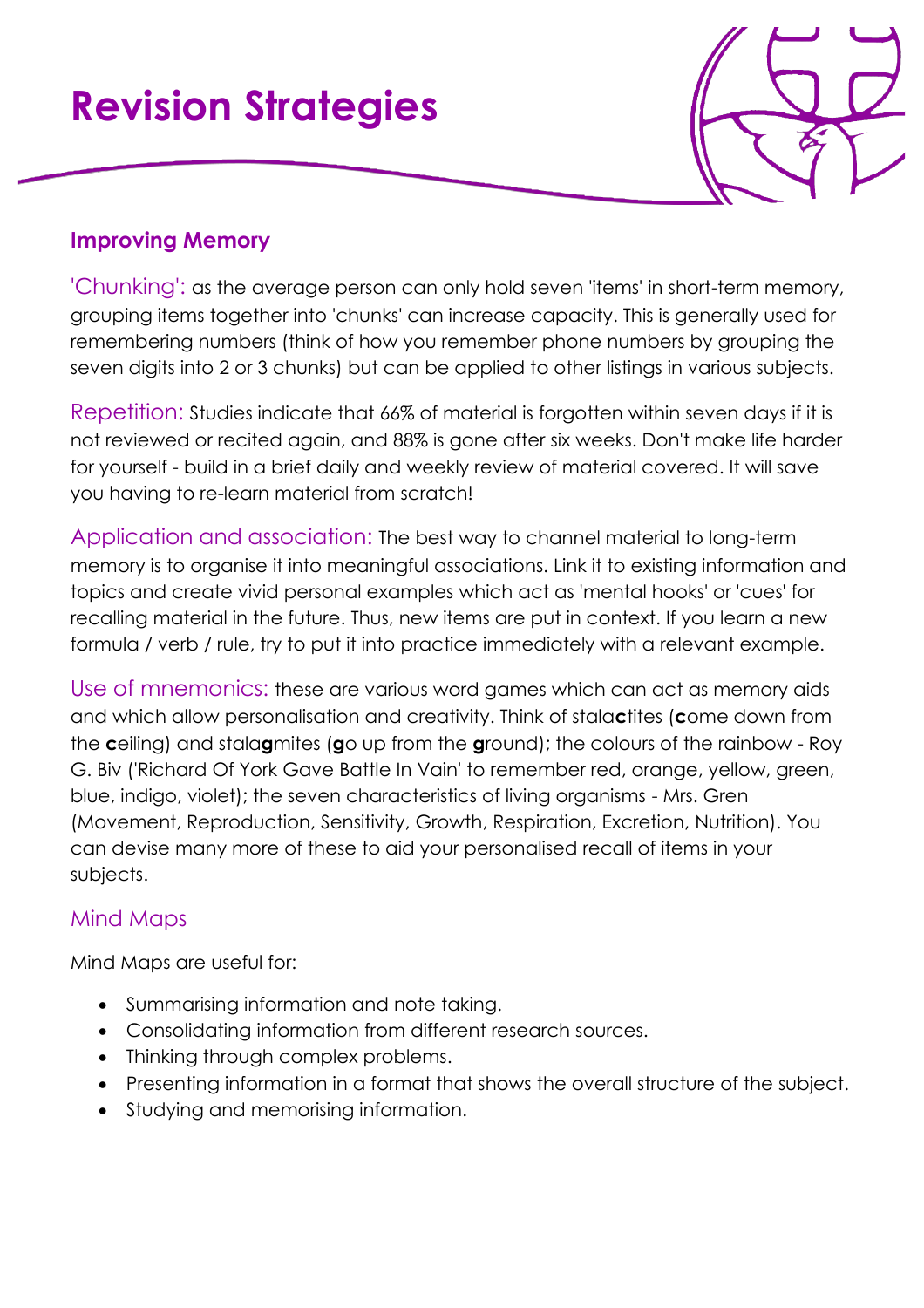# Revision Strategies

## Improving Memory

'Chunking': as the average person can only hold seven 'items' in short-term memory, grouping items together into 'chunks' can increase capacity. This is generally used for remembering numbers (think of how you remember phone numbers by grouping the seven digits into 2 or 3 chunks) but can be applied to other listings in various subjects.

Repetition: Studies indicate that 66% of material is forgotten within seven days if it is not reviewed or recited again, and 88% is gone after six weeks. Don't make life harder for yourself - build in a brief daily and weekly review of material covered. It will save you having to re-learn material from scratch!

Application and association: The best way to channel material to long-term memory is to organise it into meaningful associations. Link it to existing information and topics and create vivid personal examples which act as 'mental hooks' or 'cues' for recalling material in the future. Thus, new items are put in context. If you learn a new formula / verb / rule, try to put it into practice immediately with a relevant example.

Use of mnemonics: these are various word games which can act as memory aids and which allow personalisation and creativity. Think of stala**c**tites (**c**ome down from the **c**eiling) and stala**g**mites (**g**o up from the **g**round); the colours of the rainbow - Roy G. Biv ('Richard Of York Gave Battle In Vain' to remember red, orange, yellow, green, blue, indigo, violet); the seven characteristics of living organisms - Mrs. Gren (Movement, Reproduction, Sensitivity, Growth, Respiration, Excretion, Nutrition). You can devise many more of these to aid your personalised recall of items in your subjects.

## Mind Maps

Mind Maps are useful for:

- Summarising information and note taking.
- Consolidating information from different research sources.
- Thinking through complex problems.
- Presenting information in a format that shows the overall structure of the subject.
- Studying and memorising information.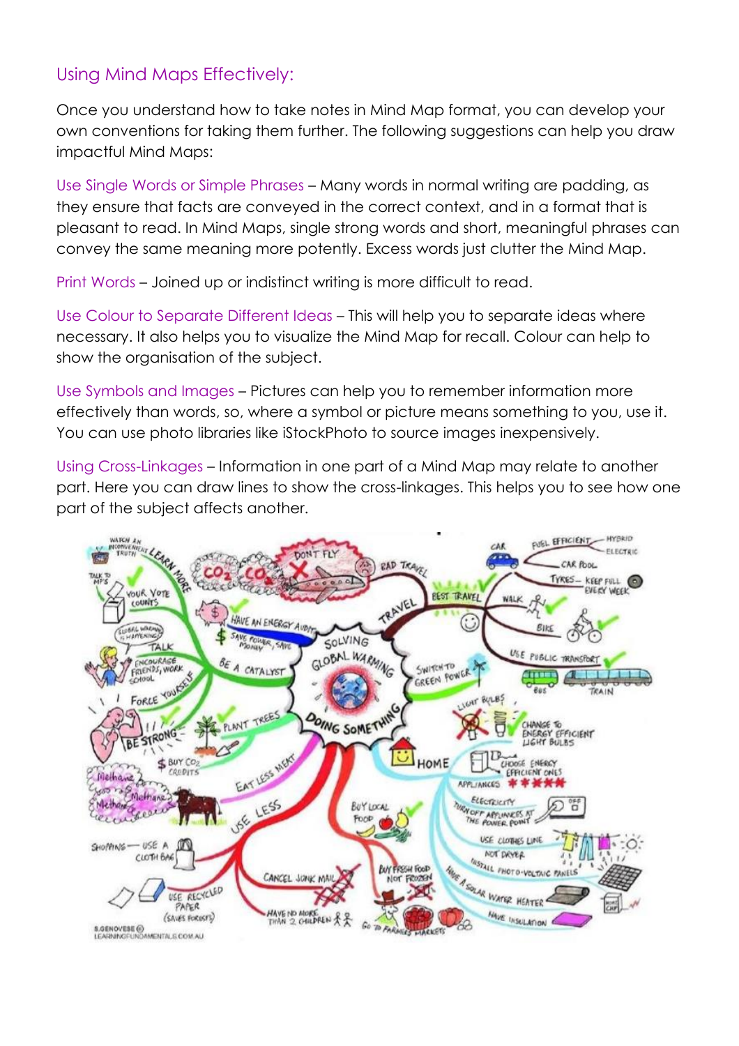## Using Mind Maps Effectively:

Once you understand how to take notes in Mind Map format, you can develop your own conventions for taking them further. The following suggestions can help you draw impactful Mind Maps:

Use Single Words or Simple Phrases – Many words in normal writing are padding, as they ensure that facts are conveyed in the correct context, and in a format that is pleasant to read. In Mind Maps, single strong words and short, meaningful phrases can convey the same meaning more potently. Excess words just clutter the Mind Map.

Print Words – Joined up or indistinct writing is more difficult to read.

Use Colour to Separate Different Ideas – This will help you to separate ideas where necessary. It also helps you to visualize the Mind Map for recall. Colour can help to show the organisation of the subject.

Use Symbols and Images – Pictures can help you to remember information more effectively than words, so, where a symbol or picture means something to you, use it. You can use photo libraries like iStockPhoto to source images inexpensively.

Using Cross-Linkages – Information in one part of a Mind Map may relate to another part. Here you can draw lines to show the cross-linkages. This helps you to see how one part of the subject affects another.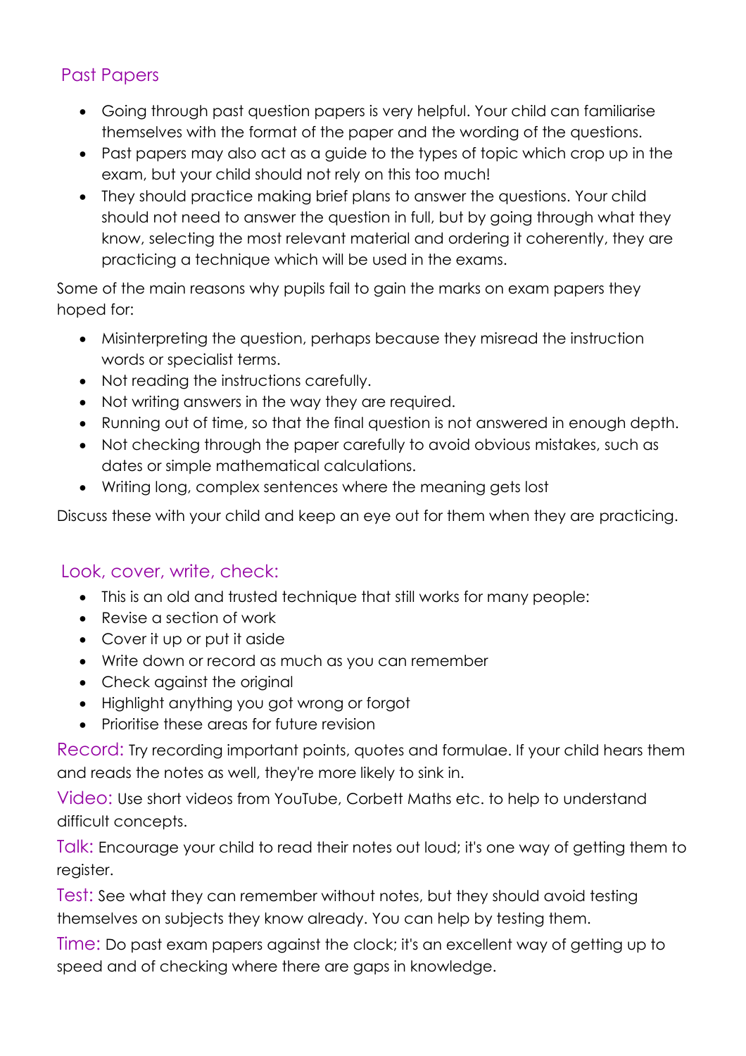## Past Papers

- Going through past question papers is very helpful. Your child can familiarise themselves with the format of the paper and the wording of the questions.
- Past papers may also act as a guide to the types of topic which crop up in the exam, but your child should not rely on this too much!
- They should practice making brief plans to answer the questions. Your child should not need to answer the question in full, but by going through what they know, selecting the most relevant material and ordering it coherently, they are practicing a technique which will be used in the exams.

Some of the main reasons why pupils fail to gain the marks on exam papers they hoped for:

- Misinterpreting the question, perhaps because they misread the instruction words or specialist terms.
- Not reading the instructions carefully.
- Not writing answers in the way they are required.
- Running out of time, so that the final question is not answered in enough depth.
- Not checking through the paper carefully to avoid obvious mistakes, such as dates or simple mathematical calculations.
- Writing long, complex sentences where the meaning gets lost

Discuss these with your child and keep an eye out for them when they are practicing.

## Look, cover, write, check:

- This is an old and trusted technique that still works for many people:
- Revise a section of work
- Cover it up or put it aside
- Write down or record as much as you can remember
- Check against the original
- Highlight anything you got wrong or forgot
- Prioritise these areas for future revision

**Record:** Try recording important points, quotes and formulae. If your child hears them and reads the notes as well, they're more likely to sink in.

**Video:** Use short videos from YouTube, Corbett Maths etc. to help to understand difficult concepts.

**Talk:** Encourage your child to read their notes out loud; it's one way of getting them to register.

**Test:** See what they can remember without notes, but they should avoid testing themselves on subjects they know already. You can help by testing them.

**Time:** Do past exam papers against the clock; it's an excellent way of getting up to speed and of checking where there are gaps in knowledge.